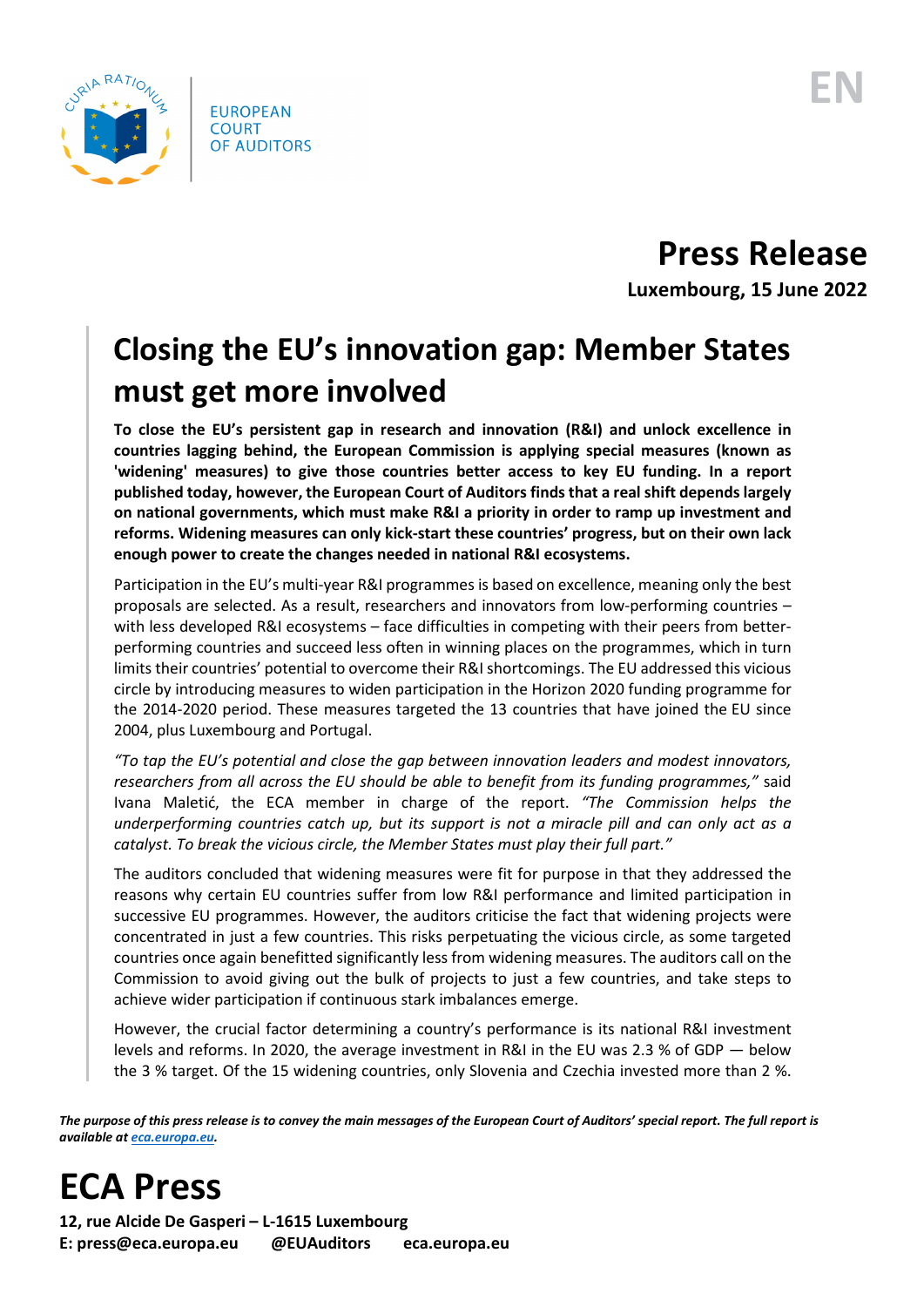EUROPEAN COURT OF AUDITORS

EN

# Press Release

**Luxembourg, 15 June 2022**

## Closing the EU's innovation gap: Member States must get more involved

**To close the EU's persistent gap in research and innovation (R&I) and unlock excellence in countries lagging behind, the European Commission is applying special measures (known as 'widening' measures) to give those countries better access to key EU funding. In a report published today, however, the European Court of Auditors finds that a real shift depends largely on national governments, which must make R&I a priority in order to ramp up investment and reforms. Widening measures can only kick-start these countries' progress, but on their own lack enough power to create the changes needed in national R&I ecosystems.**

Participation in the EU's multi-year R&I programmes is based on excellence, meaning only the best proposals are selected. As a result, researchers and innovators from low-performing countries – with less developed R&I ecosystems – face difficulties in competing with their peers from better-performing countries and succeed less often in winning places on the programmes, which in turn limits their countries' potential to overcome their R&I shortcomings. The EU addressed this vicious circle by introducing measures to widen participation in the Horizon 2020 funding programme for the 2014-2020 period. These measures targeted the 13 countries that have joined the EU since 2004, plus Luxembourg and Portugal.

*"To tap the EU's potential and close the gap between innovation leaders and modest innovators, researchers from all across the EU should be able to benefit from its funding programmes,"* said Ivana Maletić, the ECA member in charge of the report. *"The Commission helps the underperforming countries catch up, but its support is not a miracle pill and can only act as a catalyst. To break the vicious circle, the Member States must play their full part."*

The auditors concluded that widening measures were fit for purpose in that they addressed the reasons why certain EU countries suffer from low R&I performance and limited participation in successive EU programmes. However, the auditors criticise the fact that widening projects were concentrated in just a few countries. This risks perpetuating the vicious circle, as some targeted countries once again benefitted significantly less from widening measures. The auditors call on the Commission to avoid giving out the bulk of projects to just a few countries, and take steps to achieve wider participation if continuous stark imbalances emerge.

However, the crucial factor determining a country's performance is its national R&I investment levels and reforms. In 2020, the average investment in R&I in the EU was 2.3 % of GDP — below the 3 % target. Of the 15 widening countries, only Slovenia and Czechia invested more than 2 %.

***The purpose of this press release is to convey the main messages of the European Court of Auditors' special report. The full report is available at [eca.europa.eu](eca.europa.eu).***

# ECA Press

**12, rue Alcide De Gasperi – L-1615 Luxembourg**
**E: press@eca.europa.eu @EUAuditors eca.europa.eu**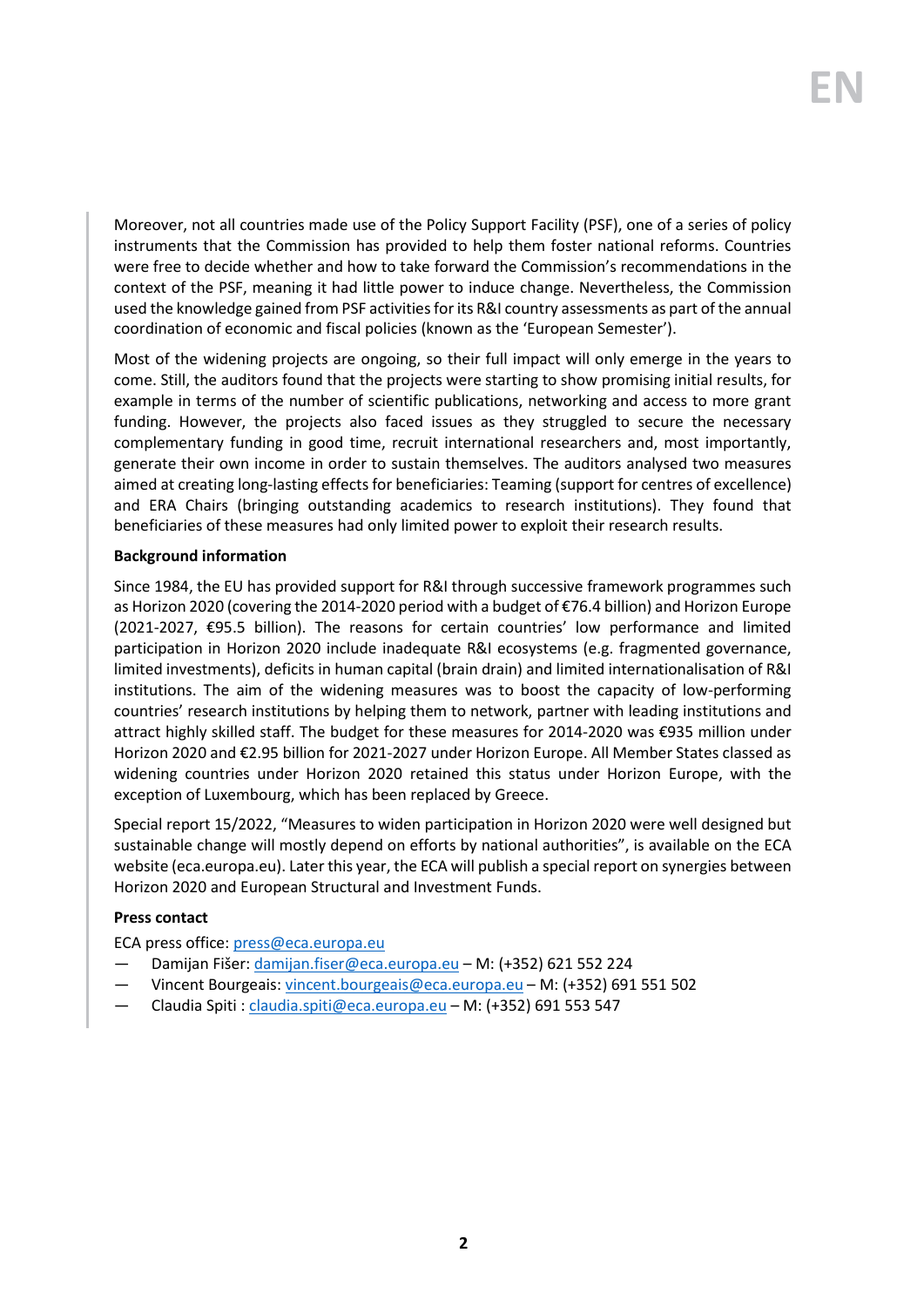Moreover, not all countries made use of the Policy Support Facility (PSF), one of a series of policy instruments that the Commission has provided to help them foster national reforms. Countries were free to decide whether and how to take forward the Commission's recommendations in the context of the PSF, meaning it had little power to induce change. Nevertheless, the Commission used the knowledge gained from PSF activities for its R&I country assessments as part of the annual coordination of economic and fiscal policies (known as the 'European Semester').

Most of the widening projects are ongoing, so their full impact will only emerge in the years to come. Still, the auditors found that the projects were starting to show promising initial results, for example in terms of the number of scientific publications, networking and access to more grant funding. However, the projects also faced issues as they struggled to secure the necessary complementary funding in good time, recruit international researchers and, most importantly, generate their own income in order to sustain themselves. The auditors analysed two measures aimed at creating long-lasting effects for beneficiaries: Teaming (support for centres of excellence) and ERA Chairs (bringing outstanding academics to research institutions). They found that beneficiaries of these measures had only limited power to exploit their research results.

**Background information**

Since 1984, the EU has provided support for R&I through successive framework programmes such as Horizon 2020 (covering the 2014-2020 period with a budget of €76.4 billion) and Horizon Europe (2021-2027, €95.5 billion). The reasons for certain countries' low performance and limited participation in Horizon 2020 include inadequate R&I ecosystems (e.g. fragmented governance, limited investments), deficits in human capital (brain drain) and limited internationalisation of R&I institutions. The aim of the widening measures was to boost the capacity of low-performing countries' research institutions by helping them to network, partner with leading institutions and attract highly skilled staff. The budget for these measures for 2014-2020 was €935 million under Horizon 2020 and €2.95 billion for 2021-2027 under Horizon Europe. All Member States classed as widening countries under Horizon 2020 retained this status under Horizon Europe, with the exception of Luxembourg, which has been replaced by Greece.

Special report 15/2022, "Measures to widen participation in Horizon 2020 were well designed but sustainable change will mostly depend on efforts by national authorities", is available on the ECA website (eca.europa.eu). Later this year, the ECA will publish a special report on synergies between Horizon 2020 and European Structural and Investment Funds.

**Press contact**

ECA press office: press@eca.europa.eu

- Damijan Fišer: damijan.fiser@eca.europa.eu – M: (+352) 621 552 224
- Vincent Bourgeais: vincent.bourgeais@eca.europa.eu – M: (+352) 691 551 502
- Claudia Spiti : claudia.spiti@eca.europa.eu – M: (+352) 691 553 547